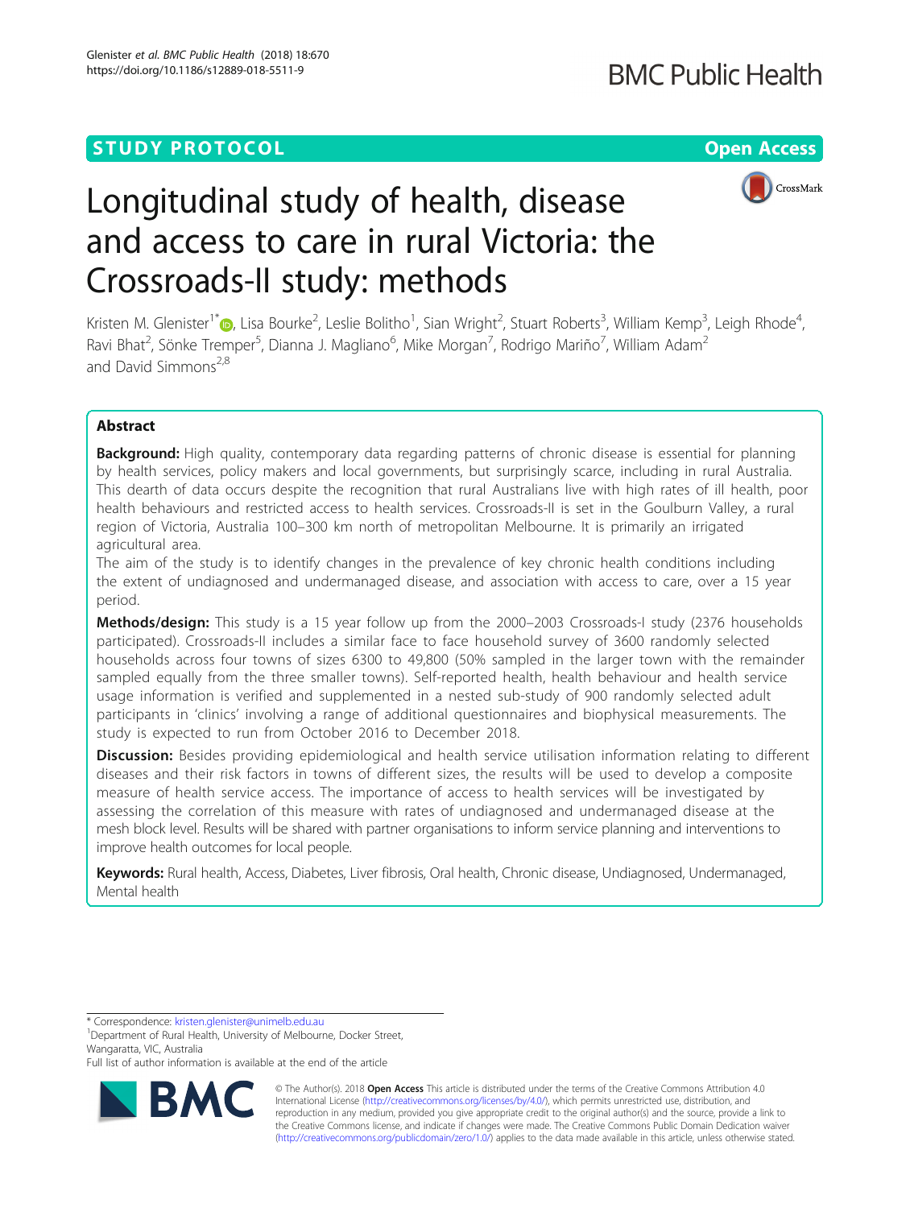STUDY PROTOCOL

Open Access

# Longitudinal study of health, disease and access to care in rural Victoria: the Crossroads-II study: methods

Kristen M. Glenister[1*], Lisa Bourke[2], Leslie Bolitho[1], Sian Wright[2], Stuart Roberts[3], William Kemp[3], Leigh Rhode[4], Ravi Bhat[2], Sönke Tremper[5], Dianna J. Magliano[6], Mike Morgan[7], Rodrigo Mariño[7], William Adam[2] and David Simmons[2,8]

## Abstract

**Background:** High quality, contemporary data regarding patterns of chronic disease is essential for planning by health services, policy makers and local governments, but surprisingly scarce, including in rural Australia. This dearth of data occurs despite the recognition that rural Australians live with high rates of ill health, poor health behaviours and restricted access to health services. Crossroads-II is set in the Goulburn Valley, a rural region of Victoria, Australia 100–300 km north of metropolitan Melbourne. It is primarily an irrigated agricultural area.

The aim of the study is to identify changes in the prevalence of key chronic health conditions including the extent of undiagnosed and undermanaged disease, and association with access to care, over a 15 year period.

**Methods/design:** This study is a 15 year follow up from the 2000–2003 Crossroads-I study (2376 households participated). Crossroads-II includes a similar face to face household survey of 3600 randomly selected households across four towns of sizes 6300 to 49,800 (50% sampled in the larger town with the remainder sampled equally from the three smaller towns). Self-reported health, health behaviour and health service usage information is verified and supplemented in a nested sub-study of 900 randomly selected adult participants in 'clinics' involving a range of additional questionnaires and biophysical measurements. The study is expected to run from October 2016 to December 2018.

**Discussion:** Besides providing epidemiological and health service utilisation information relating to different diseases and their risk factors in towns of different sizes, the results will be used to develop a composite measure of health service access. The importance of access to health services will be investigated by assessing the correlation of this measure with rates of undiagnosed and undermanaged disease at the mesh block level. Results will be shared with partner organisations to inform service planning and interventions to improve health outcomes for local people.

**Keywords:** Rural health, Access, Diabetes, Liver fibrosis, Oral health, Chronic disease, Undiagnosed, Undermanaged, Mental health

* Correspondence: kristen.glenister@unimelb.edu.au
[1]Department of Rural Health, University of Melbourne, Docker Street, Wangaratta, VIC, Australia
Full list of author information is available at the end of the article

© The Author(s). 2018 **Open Access** This article is distributed under the terms of the Creative Commons Attribution 4.0 International License (http://creativecommons.org/licenses/by/4.0/), which permits unrestricted use, distribution, and reproduction in any medium, provided you give appropriate credit to the original author(s) and the source, provide a link to the Creative Commons license, and indicate if changes were made. The Creative Commons Public Domain Dedication waiver (http://creativecommons.org/publicdomain/zero/1.0/) applies to the data made available in this article, unless otherwise stated.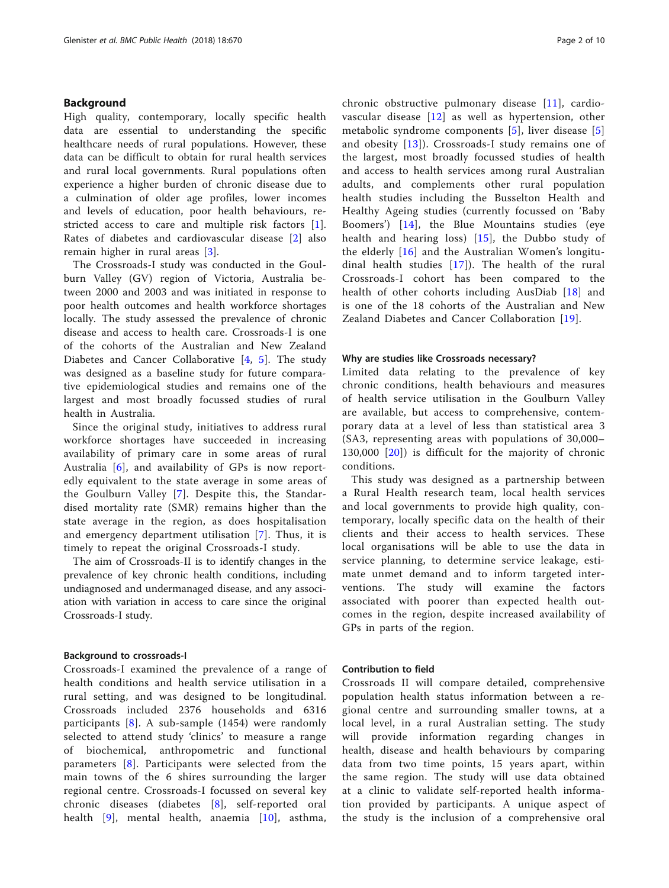## Background

High quality, contemporary, locally specific health data are essential to understanding the specific healthcare needs of rural populations. However, these data can be difficult to obtain for rural health services and rural local governments. Rural populations often experience a higher burden of chronic disease due to a culmination of older age profiles, lower incomes and levels of education, poor health behaviours, restricted access to care and multiple risk factors [1]. Rates of diabetes and cardiovascular disease [2] also remain higher in rural areas [3].

The Crossroads-I study was conducted in the Goulburn Valley (GV) region of Victoria, Australia between 2000 and 2003 and was initiated in response to poor health outcomes and health workforce shortages locally. The study assessed the prevalence of chronic disease and access to health care. Crossroads-I is one of the cohorts of the Australian and New Zealand Diabetes and Cancer Collaborative [4, 5]. The study was designed as a baseline study for future comparative epidemiological studies and remains one of the largest and most broadly focussed studies of rural health in Australia.

Since the original study, initiatives to address rural workforce shortages have succeeded in increasing availability of primary care in some areas of rural Australia [6], and availability of GPs is now reportedly equivalent to the state average in some areas of the Goulburn Valley [7]. Despite this, the Standardised mortality rate (SMR) remains higher than the state average in the region, as does hospitalisation and emergency department utilisation [7]. Thus, it is timely to repeat the original Crossroads-I study.

The aim of Crossroads-II is to identify changes in the prevalence of key chronic health conditions, including undiagnosed and undermanaged disease, and any association with variation in access to care since the original Crossroads-I study.

### Background to crossroads-I

Crossroads-I examined the prevalence of a range of health conditions and health service utilisation in a rural setting, and was designed to be longitudinal. Crossroads included 2376 households and 6316 participants [8]. A sub-sample (1454) were randomly selected to attend study 'clinics' to measure a range of biochemical, anthropometric and functional parameters [8]. Participants were selected from the main towns of the 6 shires surrounding the larger regional centre. Crossroads-I focussed on several key chronic diseases (diabetes [8], self-reported oral health [9], mental health, anaemia [10], asthma, chronic obstructive pulmonary disease [11], cardiovascular disease [12] as well as hypertension, other metabolic syndrome components [5], liver disease [5] and obesity [13]). Crossroads-I study remains one of the largest, most broadly focussed studies of health and access to health services among rural Australian adults, and complements other rural population health studies including the Busselton Health and Healthy Ageing studies (currently focussed on 'Baby Boomers') [14], the Blue Mountains studies (eye health and hearing loss) [15], the Dubbo study of the elderly [16] and the Australian Women's longitudinal health studies [17]). The health of the rural Crossroads-I cohort has been compared to the health of other cohorts including AusDiab [18] and is one of the 18 cohorts of the Australian and New Zealand Diabetes and Cancer Collaboration [19].

### Why are studies like Crossroads necessary?

Limited data relating to the prevalence of key chronic conditions, health behaviours and measures of health service utilisation in the Goulburn Valley are available, but access to comprehensive, contemporary data at a level of less than statistical area 3 (SA3, representing areas with populations of 30,000–130,000 [20]) is difficult for the majority of chronic conditions.

This study was designed as a partnership between a Rural Health research team, local health services and local governments to provide high quality, contemporary, locally specific data on the health of their clients and their access to health services. These local organisations will be able to use the data in service planning, to determine service leakage, estimate unmet demand and to inform targeted interventions. The study will examine the factors associated with poorer than expected health outcomes in the region, despite increased availability of GPs in parts of the region.

### Contribution to field

Crossroads II will compare detailed, comprehensive population health status information between a regional centre and surrounding smaller towns, at a local level, in a rural Australian setting. The study will provide information regarding changes in health, disease and health behaviours by comparing data from two time points, 15 years apart, within the same region. The study will use data obtained at a clinic to validate self-reported health information provided by participants. A unique aspect of the study is the inclusion of a comprehensive oral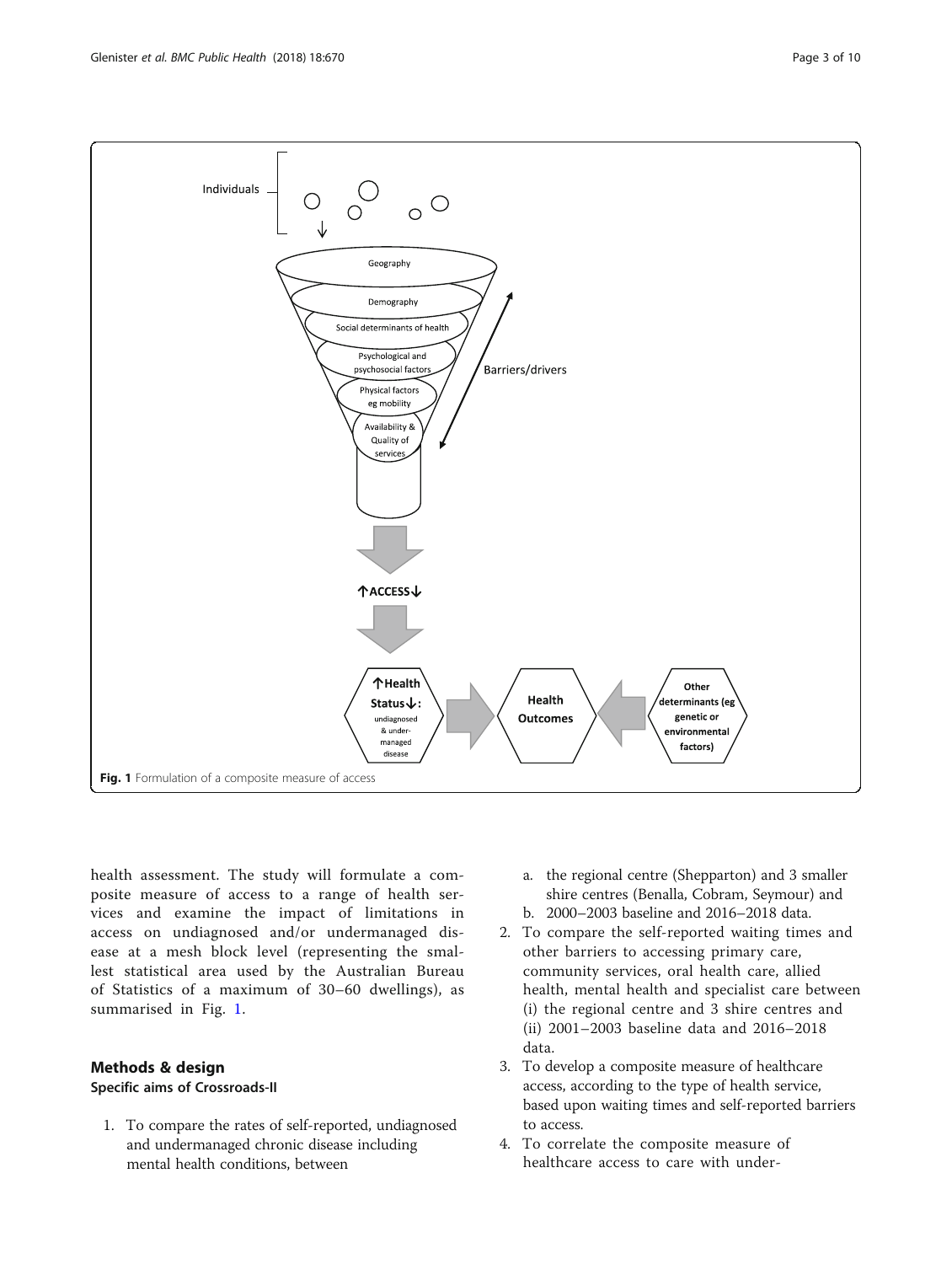Fig. 1 Formulation of a composite measure of access

health assessment. The study will formulate a composite measure of access to a range of health services and examine the impact of limitations in access on undiagnosed and/or undermanaged disease at a mesh block level (representing the smallest statistical area used by the Australian Bureau of Statistics of a maximum of 30–60 dwellings), as summarised in Fig. 1.

## Methods & design

### Specific aims of Crossroads-II

1. To compare the rates of self-reported, undiagnosed and undermanaged chronic disease including mental health conditions, between
   a. the regional centre (Shepparton) and 3 smaller shire centres (Benalla, Cobram, Seymour) and
   b. 2000–2003 baseline and 2016–2018 data.
2. To compare the self-reported waiting times and other barriers to accessing primary care, community services, oral health care, allied health, mental health and specialist care between (i) the regional centre and 3 shire centres and (ii) 2001–2003 baseline data and 2016–2018 data.
3. To develop a composite measure of healthcare access, according to the type of health service, based upon waiting times and self-reported barriers to access.
4. To correlate the composite measure of healthcare access to care with under-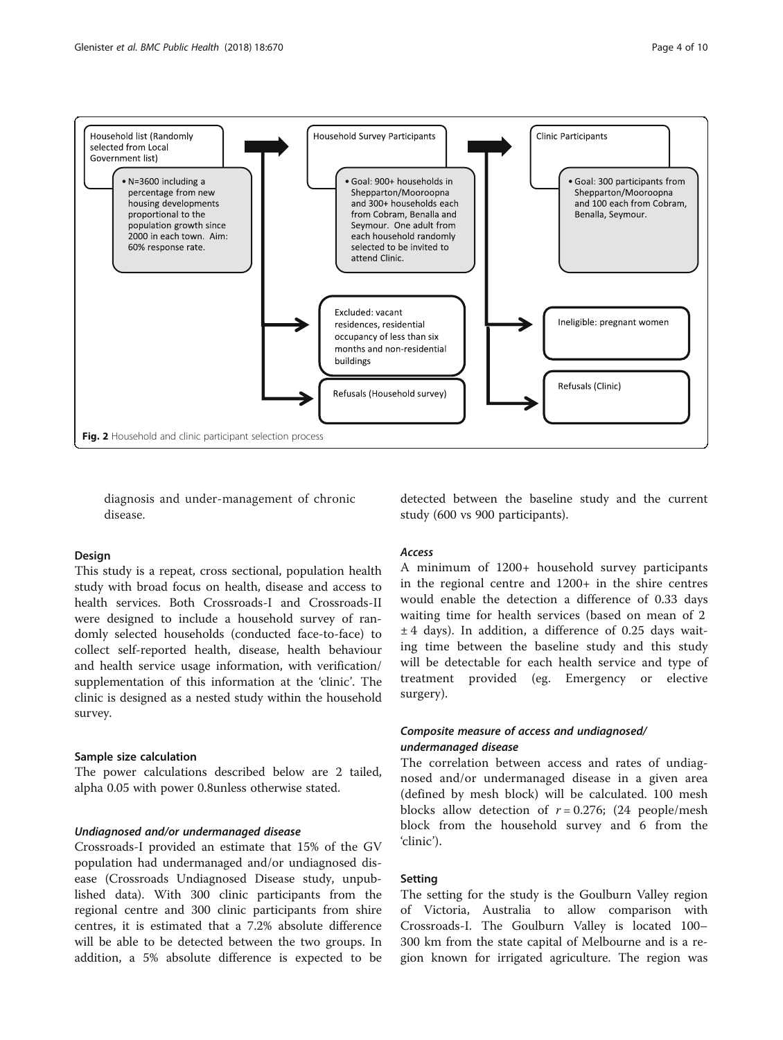Household list (Randomly selected from Local Government list)

- N=3600 including a percentage from new housing developments proportional to the population growth since 2000 in each town. Aim: 60% response rate.

Household Survey Participants

- Goal: 900+ households in Shepparton/Mooroopna and 300+ households each from Cobram, Benalla and Seymour. One adult from each household randomly selected to be invited to attend Clinic.

Clinic Participants

- Goal: 300 participants from Shepparton/Mooroopna and 100 each from Cobram, Benalla, Seymour.

Excluded: vacant residences, residential occupancy of less than six months and non-residential buildings

Refusals (Household survey)

Ineligible: pregnant women

Refusals (Clinic)

**Fig. 2** Household and clinic participant selection process

diagnosis and under-management of chronic disease.

### Design

This study is a repeat, cross sectional, population health study with broad focus on health, disease and access to health services. Both Crossroads-I and Crossroads-II were designed to include a household survey of randomly selected households (conducted face-to-face) to collect self-reported health, disease, health behaviour and health service usage information, with verification/ supplementation of this information at the 'clinic'. The clinic is designed as a nested study within the household survey.

### Sample size calculation

The power calculations described below are 2 tailed, alpha 0.05 with power 0.8unless otherwise stated.

#### *Undiagnosed and/or undermanaged disease*

Crossroads-I provided an estimate that 15% of the GV population had undermanaged and/or undiagnosed disease (Crossroads Undiagnosed Disease study, unpublished data). With 300 clinic participants from the regional centre and 300 clinic participants from shire centres, it is estimated that a 7.2% absolute difference will be able to be detected between the two groups. In addition, a 5% absolute difference is expected to be detected between the baseline study and the current study (600 vs 900 participants).

#### *Access*

A minimum of 1200+ household survey participants in the regional centre and 1200+ in the shire centres would enable the detection a difference of 0.33 days waiting time for health services (based on mean of 2 ± 4 days). In addition, a difference of 0.25 days waiting time between the baseline study and this study will be detectable for each health service and type of treatment provided (eg. Emergency or elective surgery).

#### *Composite measure of access and undiagnosed/ undermanaged disease*

The correlation between access and rates of undiagnosed and/or undermanaged disease in a given area (defined by mesh block) will be calculated. 100 mesh blocks allow detection of $r = 0.276$; (24 people/mesh block from the household survey and 6 from the 'clinic').

### Setting

The setting for the study is the Goulburn Valley region of Victoria, Australia to allow comparison with Crossroads-I. The Goulburn Valley is located 100–300 km from the state capital of Melbourne and is a region known for irrigated agriculture. The region was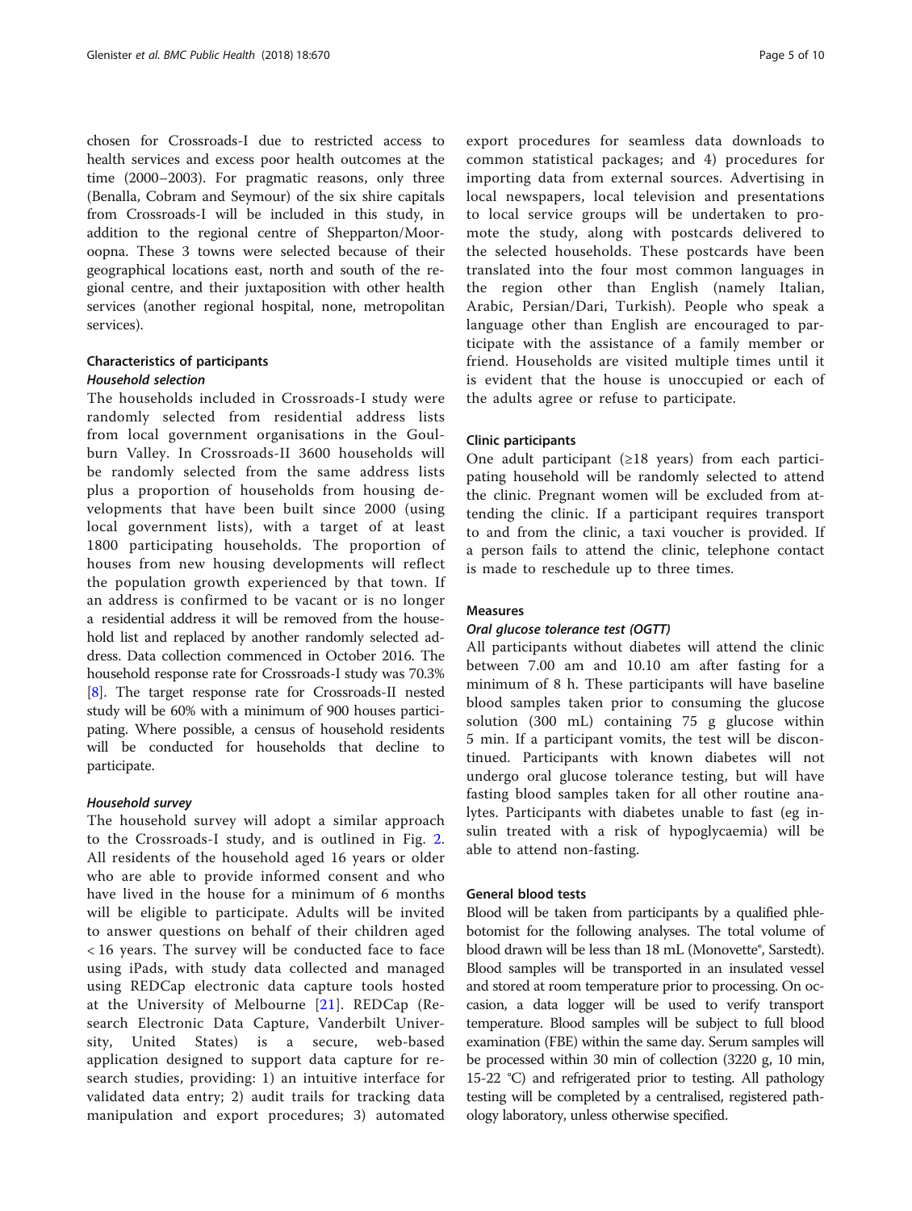chosen for Crossroads-I due to restricted access to health services and excess poor health outcomes at the time (2000–2003). For pragmatic reasons, only three (Benalla, Cobram and Seymour) of the six shire capitals from Crossroads-I will be included in this study, in addition to the regional centre of Shepparton/Mooroopna. These 3 towns were selected because of their geographical locations east, north and south of the regional centre, and their juxtaposition with other health services (another regional hospital, none, metropolitan services).

## Characteristics of participants

### *Household selection*

The households included in Crossroads-I study were randomly selected from residential address lists from local government organisations in the Goulburn Valley. In Crossroads-II 3600 households will be randomly selected from the same address lists plus a proportion of households from housing developments that have been built since 2000 (using local government lists), with a target of at least 1800 participating households. The proportion of houses from new housing developments will reflect the population growth experienced by that town. If an address is confirmed to be vacant or is no longer a residential address it will be removed from the household list and replaced by another randomly selected address. Data collection commenced in October 2016. The household response rate for Crossroads-I study was 70.3% [8]. The target response rate for Crossroads-II nested study will be 60% with a minimum of 900 houses participating. Where possible, a census of household residents will be conducted for households that decline to participate.

### *Household survey*

The household survey will adopt a similar approach to the Crossroads-I study, and is outlined in Fig. 2. All residents of the household aged 16 years or older who are able to provide informed consent and who have lived in the house for a minimum of 6 months will be eligible to participate. Adults will be invited to answer questions on behalf of their children aged < 16 years. The survey will be conducted face to face using iPads, with study data collected and managed using REDCap electronic data capture tools hosted at the University of Melbourne [21]. REDCap (Research Electronic Data Capture, Vanderbilt University, United States) is a secure, web-based application designed to support data capture for research studies, providing: 1) an intuitive interface for validated data entry; 2) audit trails for tracking data manipulation and export procedures; 3) automated export procedures for seamless data downloads to common statistical packages; and 4) procedures for importing data from external sources. Advertising in local newspapers, local television and presentations to local service groups will be undertaken to promote the study, along with postcards delivered to the selected households. These postcards have been translated into the four most common languages in the region other than English (namely Italian, Arabic, Persian/Dari, Turkish). People who speak a language other than English are encouraged to participate with the assistance of a family member or friend. Households are visited multiple times until it is evident that the house is unoccupied or each of the adults agree or refuse to participate.

### Clinic participants

One adult participant (≥18 years) from each participating household will be randomly selected to attend the clinic. Pregnant women will be excluded from attending the clinic. If a participant requires transport to and from the clinic, a taxi voucher is provided. If a person fails to attend the clinic, telephone contact is made to reschedule up to three times.

## Measures

### *Oral glucose tolerance test (OGTT)*

All participants without diabetes will attend the clinic between 7.00 am and 10.10 am after fasting for a minimum of 8 h. These participants will have baseline blood samples taken prior to consuming the glucose solution (300 mL) containing 75 g glucose within 5 min. If a participant vomits, the test will be discontinued. Participants with known diabetes will not undergo oral glucose tolerance testing, but will have fasting blood samples taken for all other routine analytes. Participants with diabetes unable to fast (eg insulin treated with a risk of hypoglycaemia) will be able to attend non-fasting.

### General blood tests

Blood will be taken from participants by a qualified phlebotomist for the following analyses. The total volume of blood drawn will be less than 18 mL (Monovette®, Sarstedt). Blood samples will be transported in an insulated vessel and stored at room temperature prior to processing. On occasion, a data logger will be used to verify transport temperature. Blood samples will be subject to full blood examination (FBE) within the same day. Serum samples will be processed within 30 min of collection (3220 g, 10 min, 15-22 °C) and refrigerated prior to testing. All pathology testing will be completed by a centralised, registered pathology laboratory, unless otherwise specified.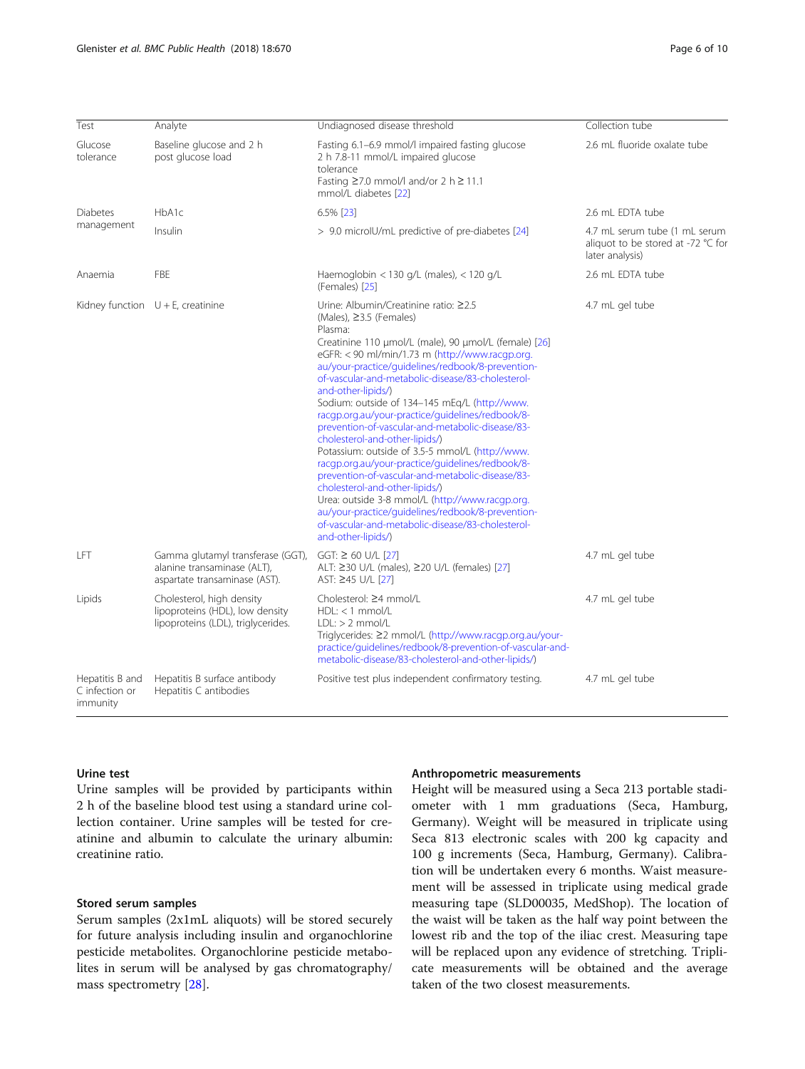| Test | Analyte | Undiagnosed disease threshold | Collection tube |
| --- | --- | --- | --- |
| Glucose tolerance | Baseline glucose and 2 h post glucose load | Fasting 6.1–6.9 mmol/l impaired fasting glucose<br>2 h 7.8-11 mmol/L impaired glucose tolerance<br>Fasting ≥7.0 mmol/l and/or 2 h ≥ 11.1 mmol/L diabetes [22] | 2.6 mL fluoride oxalate tube |
| Diabetes management | HbA1c | 6.5% [23] | 2.6 mL EDTA tube |
| | Insulin | > 9.0 microIU/mL predictive of pre-diabetes [24] | 4.7 mL serum tube (1 mL serum aliquot to be stored at -72 °C for later analysis) |
| Anaemia | FBE | Haemoglobin < 130 g/L (males), < 120 g/L (Females) [25] | 2.6 mL EDTA tube |
| Kidney function | U + E, creatinine | Urine: Albumin/Creatinine ratio: ≥2.5 (Males), ≥3.5 (Females)<br>Plasma:<br>Creatinine 110 μmol/L (male), 90 μmol/L (female) [26]<br>eGFR: < 90 ml/min/1.73 m (http://www.racgp.org.au/your-practice/guidelines/redbook/8-prevention-of-vascular-and-metabolic-disease/83-cholesterol-and-other-lipids/)<br>Sodium: outside of 134–145 mEq/L (http://www.racgp.org.au/your-practice/guidelines/redbook/8-prevention-of-vascular-and-metabolic-disease/83-cholesterol-and-other-lipids/)<br>Potassium: outside of 3.5-5 mmol/L (http://www.racgp.org.au/your-practice/guidelines/redbook/8-prevention-of-vascular-and-metabolic-disease/83-cholesterol-and-other-lipids/)<br>Urea: outside 3-8 mmol/L (http://www.racgp.org.au/your-practice/guidelines/redbook/8-prevention-of-vascular-and-metabolic-disease/83-cholesterol-and-other-lipids/) | 4.7 mL gel tube |
| LFT | Gamma glutamyl transferase (GGT), alanine transaminase (ALT), aspartate transaminase (AST). | GGT: ≥ 60 U/L [27]<br>ALT: ≥30 U/L (males), ≥20 U/L (females) [27]<br>AST: ≥45 U/L [27] | 4.7 mL gel tube |
| Lipids | Cholesterol, high density lipoproteins (HDL), low density lipoproteins (LDL), triglycerides. | Cholesterol: ≥4 mmol/L<br>HDL: < 1 mmol/L<br>LDL: > 2 mmol/L<br>Triglycerides: ≥2 mmol/L (http://www.racgp.org.au/your-practice/guidelines/redbook/8-prevention-of-vascular-and-metabolic-disease/83-cholesterol-and-other-lipids/) | 4.7 mL gel tube |
| Hepatitis B and C infection or immunity | Hepatitis B surface antibody<br>Hepatitis C antibodies | Positive test plus independent confirmatory testing. | 4.7 mL gel tube |

### Urine test

Urine samples will be provided by participants within 2 h of the baseline blood test using a standard urine collection container. Urine samples will be tested for creatinine and albumin to calculate the urinary albumin: creatinine ratio.

### Stored serum samples

Serum samples (2x1mL aliquots) will be stored securely for future analysis including insulin and organochlorine pesticide metabolites. Organochlorine pesticide metabolites in serum will be analysed by gas chromatography/mass spectrometry [28].

### Anthropometric measurements

Height will be measured using a Seca 213 portable stadiometer with 1 mm graduations (Seca, Hamburg, Germany). Weight will be measured in triplicate using Seca 813 electronic scales with 200 kg capacity and 100 g increments (Seca, Hamburg, Germany). Calibration will be undertaken every 6 months. Waist measurement will be assessed in triplicate using medical grade measuring tape (SLD00035, MedShop). The location of the waist will be taken as the half way point between the lowest rib and the top of the iliac crest. Measuring tape will be replaced upon any evidence of stretching. Triplicate measurements will be obtained and the average taken of the two closest measurements.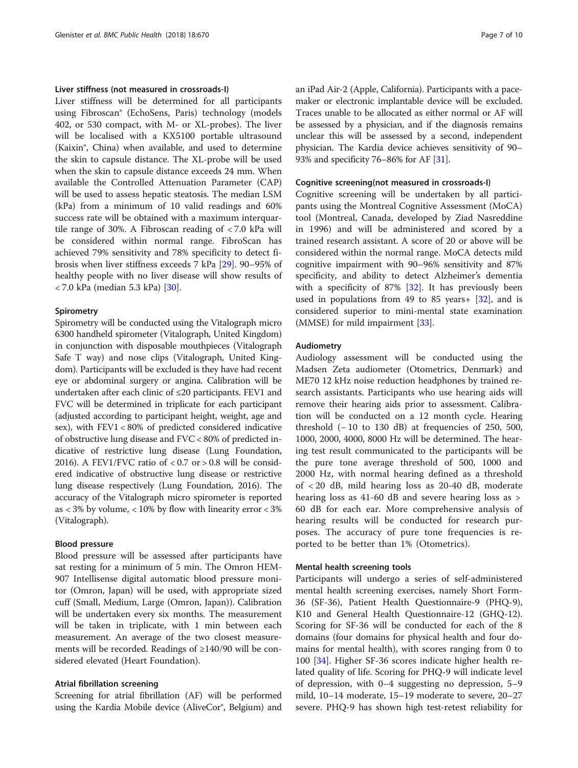### Liver stiffness (not measured in crossroads-I)

Liver stiffness will be determined for all participants using Fibroscan® (EchoSens, Paris) technology (models 402, or 530 compact, with M- or XL-probes). The liver will be localised with a KX5100 portable ultrasound (Kaixin®, China) when available, and used to determine the skin to capsule distance. The XL-probe will be used when the skin to capsule distance exceeds 24 mm. When available the Controlled Attenuation Parameter (CAP) will be used to assess hepatic steatosis. The median LSM (kPa) from a minimum of 10 valid readings and 60% success rate will be obtained with a maximum interquartile range of 30%. A Fibroscan reading of < 7.0 kPa will be considered within normal range. FibroScan has achieved 79% sensitivity and 78% specificity to detect fibrosis when liver stiffness exceeds 7 kPa [29]. 90–95% of healthy people with no liver disease will show results of < 7.0 kPa (median 5.3 kPa) [30].

### Spirometry

Spirometry will be conducted using the Vitalograph micro 6300 handheld spirometer (Vitalograph, United Kingdom) in conjunction with disposable mouthpieces (Vitalograph Safe T way) and nose clips (Vitalograph, United Kingdom). Participants will be excluded is they have had recent eye or abdominal surgery or angina. Calibration will be undertaken after each clinic of ≤20 participants. FEV1 and FVC will be determined in triplicate for each participant (adjusted according to participant height, weight, age and sex), with FEV1 < 80% of predicted considered indicative of obstructive lung disease and FVC < 80% of predicted indicative of restrictive lung disease (Lung Foundation, 2016). A FEV1/FVC ratio of < 0.7 or > 0.8 will be considered indicative of obstructive lung disease or restrictive lung disease respectively (Lung Foundation, 2016). The accuracy of the Vitalograph micro spirometer is reported as < 3% by volume, < 10% by flow with linearity error < 3% (Vitalograph).

### Blood pressure

Blood pressure will be assessed after participants have sat resting for a minimum of 5 min. The Omron HEM-907 Intellisense digital automatic blood pressure monitor (Omron, Japan) will be used, with appropriate sized cuff (Small, Medium, Large (Omron, Japan)). Calibration will be undertaken every six months. The measurement will be taken in triplicate, with 1 min between each measurement. An average of the two closest measurements will be recorded. Readings of ≥140/90 will be considered elevated (Heart Foundation).

### Atrial fibrillation screening

Screening for atrial fibrillation (AF) will be performed using the Kardia Mobile device (AliveCor®, Belgium) and an iPad Air-2 (Apple, California). Participants with a pacemaker or electronic implantable device will be excluded. Traces unable to be allocated as either normal or AF will be assessed by a physician, and if the diagnosis remains unclear this will be assessed by a second, independent physician. The Kardia device achieves sensitivity of 90–93% and specificity 76–86% for AF [31].

### Cognitive screening(not measured in crossroads-I)

Cognitive screening will be undertaken by all participants using the Montreal Cognitive Assessment (MoCA) tool (Montreal, Canada, developed by Ziad Nasreddine in 1996) and will be administered and scored by a trained research assistant. A score of 20 or above will be considered within the normal range. MoCA detects mild cognitive impairment with 90–96% sensitivity and 87% specificity, and ability to detect Alzheimer's dementia with a specificity of 87% [32]. It has previously been used in populations from 49 to 85 years+ [32], and is considered superior to mini-mental state examination (MMSE) for mild impairment [33].

### Audiometry

Audiology assessment will be conducted using the Madsen Zeta audiometer (Otometrics, Denmark) and ME70 12 kHz noise reduction headphones by trained research assistants. Participants who use hearing aids will remove their hearing aids prior to assessment. Calibration will be conducted on a 12 month cycle. Hearing threshold (− 10 to 130 dB) at frequencies of 250, 500, 1000, 2000, 4000, 8000 Hz will be determined. The hearing test result communicated to the participants will be the pure tone average threshold of 500, 1000 and 2000 Hz, with normal hearing defined as a threshold of < 20 dB, mild hearing loss as 20-40 dB, moderate hearing loss as 41-60 dB and severe hearing loss as > 60 dB for each ear. More comprehensive analysis of hearing results will be conducted for research purposes. The accuracy of pure tone frequencies is reported to be better than 1% (Otometrics).

### Mental health screening tools

Participants will undergo a series of self-administered mental health screening exercises, namely Short Form-36 (SF-36), Patient Health Questionnaire-9 (PHQ-9), K10 and General Health Questionnaire-12 (GHQ-12). Scoring for SF-36 will be conducted for each of the 8 domains (four domains for physical health and four domains for mental health), with scores ranging from 0 to 100 [34]. Higher SF-36 scores indicate higher health related quality of life. Scoring for PHQ-9 will indicate level of depression, with 0–4 suggesting no depression, 5–9 mild, 10–14 moderate, 15–19 moderate to severe, 20–27 severe. PHQ-9 has shown high test-retest reliability for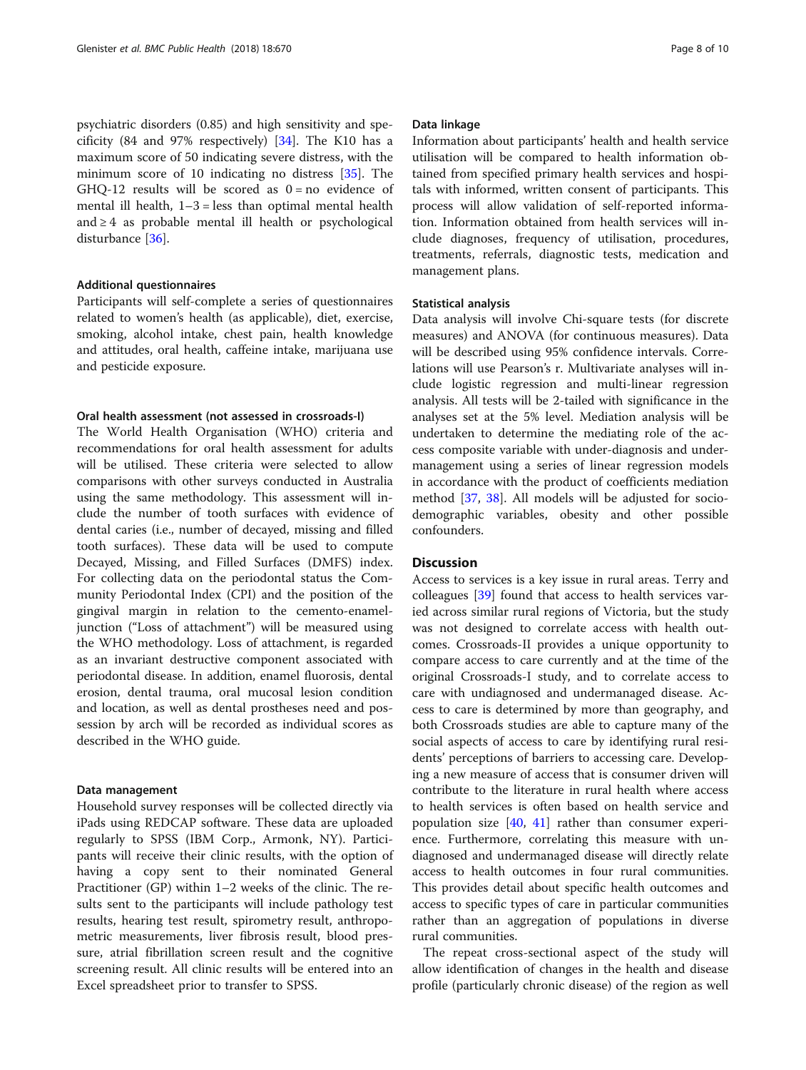psychiatric disorders (0.85) and high sensitivity and specificity (84 and 97% respectively) [34]. The K10 has a maximum score of 50 indicating severe distress, with the minimum score of 10 indicating no distress [35]. The GHQ-12 results will be scored as 0 = no evidence of mental ill health, 1–3 = less than optimal mental health and ≥ 4 as probable mental ill health or psychological disturbance [36].

#### Additional questionnaires

Participants will self-complete a series of questionnaires related to women's health (as applicable), diet, exercise, smoking, alcohol intake, chest pain, health knowledge and attitudes, oral health, caffeine intake, marijuana use and pesticide exposure.

#### Oral health assessment (not assessed in crossroads-I)

The World Health Organisation (WHO) criteria and recommendations for oral health assessment for adults will be utilised. These criteria were selected to allow comparisons with other surveys conducted in Australia using the same methodology. This assessment will include the number of tooth surfaces with evidence of dental caries (i.e., number of decayed, missing and filled tooth surfaces). These data will be used to compute Decayed, Missing, and Filled Surfaces (DMFS) index. For collecting data on the periodontal status the Community Periodontal Index (CPI) and the position of the gingival margin in relation to the cemento-enamel-junction ("Loss of attachment") will be measured using the WHO methodology. Loss of attachment, is regarded as an invariant destructive component associated with periodontal disease. In addition, enamel fluorosis, dental erosion, dental trauma, oral mucosal lesion condition and location, as well as dental prostheses need and possession by arch will be recorded as individual scores as described in the WHO guide.

#### Data management

Household survey responses will be collected directly via iPads using REDCAP software. These data are uploaded regularly to SPSS (IBM Corp., Armonk, NY). Participants will receive their clinic results, with the option of having a copy sent to their nominated General Practitioner (GP) within 1–2 weeks of the clinic. The results sent to the participants will include pathology test results, hearing test result, spirometry result, anthropometric measurements, liver fibrosis result, blood pressure, atrial fibrillation screen result and the cognitive screening result. All clinic results will be entered into an Excel spreadsheet prior to transfer to SPSS.

#### Data linkage

Information about participants' health and health service utilisation will be compared to health information obtained from specified primary health services and hospitals with informed, written consent of participants. This process will allow validation of self-reported information. Information obtained from health services will include diagnoses, frequency of utilisation, procedures, treatments, referrals, diagnostic tests, medication and management plans.

#### Statistical analysis

Data analysis will involve Chi-square tests (for discrete measures) and ANOVA (for continuous measures). Data will be described using 95% confidence intervals. Correlations will use Pearson's r. Multivariate analyses will include logistic regression and multi-linear regression analysis. All tests will be 2-tailed with significance in the analyses set at the 5% level. Mediation analysis will be undertaken to determine the mediating role of the access composite variable with under-diagnosis and under-management using a series of linear regression models in accordance with the product of coefficients mediation method [37, 38]. All models will be adjusted for socio-demographic variables, obesity and other possible confounders.

## Discussion

Access to services is a key issue in rural areas. Terry and colleagues [39] found that access to health services varied across similar rural regions of Victoria, but the study was not designed to correlate access with health outcomes. Crossroads-II provides a unique opportunity to compare access to care currently and at the time of the original Crossroads-I study, and to correlate access to care with undiagnosed and undermanaged disease. Access to care is determined by more than geography, and both Crossroads studies are able to capture many of the social aspects of access to care by identifying rural residents' perceptions of barriers to accessing care. Developing a new measure of access that is consumer driven will contribute to the literature in rural health where access to health services is often based on health service and population size [40, 41] rather than consumer experience. Furthermore, correlating this measure with undiagnosed and undermanaged disease will directly relate access to health outcomes in four rural communities. This provides detail about specific health outcomes and access to specific types of care in particular communities rather than an aggregation of populations in diverse rural communities.

The repeat cross-sectional aspect of the study will allow identification of changes in the health and disease profile (particularly chronic disease) of the region as well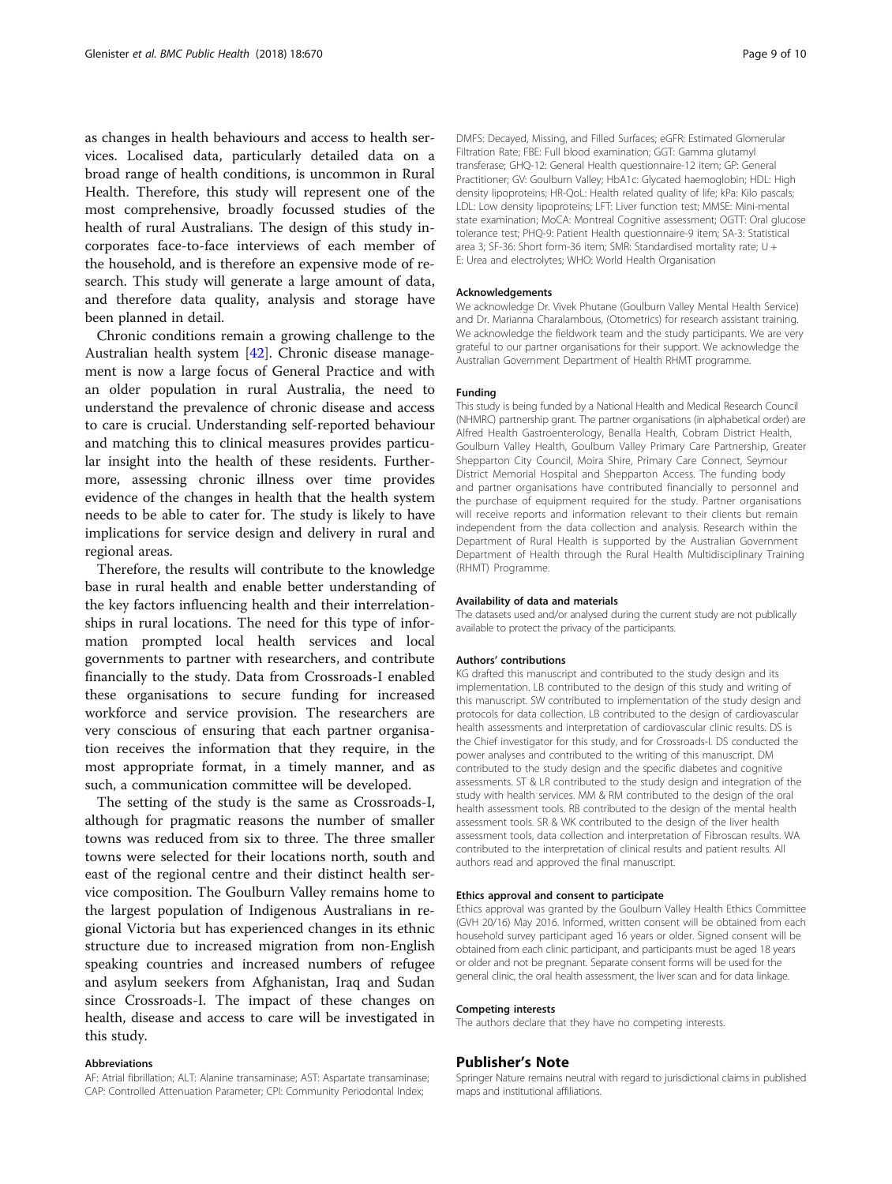as changes in health behaviours and access to health services. Localised data, particularly detailed data on a broad range of health conditions, is uncommon in Rural Health. Therefore, this study will represent one of the most comprehensive, broadly focussed studies of the health of rural Australians. The design of this study incorporates face-to-face interviews of each member of the household, and is therefore an expensive mode of research. This study will generate a large amount of data, and therefore data quality, analysis and storage have been planned in detail.

Chronic conditions remain a growing challenge to the Australian health system [42]. Chronic disease management is now a large focus of General Practice and with an older population in rural Australia, the need to understand the prevalence of chronic disease and access to care is crucial. Understanding self-reported behaviour and matching this to clinical measures provides particular insight into the health of these residents. Furthermore, assessing chronic illness over time provides evidence of the changes in health that the health system needs to be able to cater for. The study is likely to have implications for service design and delivery in rural and regional areas.

Therefore, the results will contribute to the knowledge base in rural health and enable better understanding of the key factors influencing health and their interrelationships in rural locations. The need for this type of information prompted local health services and local governments to partner with researchers, and contribute financially to the study. Data from Crossroads-I enabled these organisations to secure funding for increased workforce and service provision. The researchers are very conscious of ensuring that each partner organisation receives the information that they require, in the most appropriate format, in a timely manner, and as such, a communication committee will be developed.

The setting of the study is the same as Crossroads-I, although for pragmatic reasons the number of smaller towns was reduced from six to three. The three smaller towns were selected for their locations north, south and east of the regional centre and their distinct health service composition. The Goulburn Valley remains home to the largest population of Indigenous Australians in regional Victoria but has experienced changes in its ethnic structure due to increased migration from non-English speaking countries and increased numbers of refugee and asylum seekers from Afghanistan, Iraq and Sudan since Crossroads-I. The impact of these changes on health, disease and access to care will be investigated in this study.

## Abbreviations

AF: Atrial fibrillation; ALT: Alanine transaminase; AST: Aspartate transaminase; CAP: Controlled Attenuation Parameter; CPI: Community Periodontal Index; DMFS: Decayed, Missing, and Filled Surfaces; eGFR: Estimated Glomerular Filtration Rate; FBE: Full blood examination; GGT: Gamma glutamyl transferase; GHQ-12: General Health questionnaire-12 item; GP: General Practitioner; GV: Goulburn Valley; HbA1c: Glycated haemoglobin; HDL: High density lipoproteins; HR-QoL: Health related quality of life; kPa: Kilo pascals; LDL: Low density lipoproteins; LFT: Liver function test; MMSE: Mini-mental state examination; MoCA: Montreal Cognitive assessment; OGTT: Oral glucose tolerance test; PHQ-9: Patient Health questionnaire-9 item; SA-3: Statistical area 3; SF-36: Short form-36 item; SMR: Standardised mortality rate; U + E: Urea and electrolytes; WHO: World Health Organisation

## Acknowledgements

We acknowledge Dr. Vivek Phutane (Goulburn Valley Mental Health Service) and Dr. Marianna Charalambous, (Otometrics) for research assistant training. We acknowledge the fieldwork team and the study participants. We are very grateful to our partner organisations for their support. We acknowledge the Australian Government Department of Health RHMT programme.

## Funding

This study is being funded by a National Health and Medical Research Council (NHMRC) partnership grant. The partner organisations (in alphabetical order) are Alfred Health Gastroenterology, Benalla Health, Cobram District Health, Goulburn Valley Health, Goulburn Valley Primary Care Partnership, Greater Shepparton City Council, Moira Shire, Primary Care Connect, Seymour District Memorial Hospital and Shepparton Access. The funding body and partner organisations have contributed financially to personnel and the purchase of equipment required for the study. Partner organisations will receive reports and information relevant to their clients but remain independent from the data collection and analysis. Research within the Department of Rural Health is supported by the Australian Government Department of Health through the Rural Health Multidisciplinary Training (RHMT) Programme.

## Availability of data and materials

The datasets used and/or analysed during the current study are not publically available to protect the privacy of the participants.

## Authors' contributions

KG drafted this manuscript and contributed to the study design and its implementation. LB contributed to the design of this study and writing of this manuscript. SW contributed to implementation of the study design and protocols for data collection. LB contributed to the design of cardiovascular health assessments and interpretation of cardiovascular clinic results. DS is the Chief investigator for this study, and for Crossroads-I. DS conducted the power analyses and contributed to the writing of this manuscript. DM contributed to the study design and the specific diabetes and cognitive assessments. ST & LR contributed to the study design and integration of the study with health services. MM & RM contributed to the design of the oral health assessment tools. RB contributed to the design of the mental health assessment tools. SR & WK contributed to the design of the liver health assessment tools, data collection and interpretation of Fibroscan results. WA contributed to the interpretation of clinical results and patient results. All authors read and approved the final manuscript.

## Ethics approval and consent to participate

Ethics approval was granted by the Goulburn Valley Health Ethics Committee (GVH 20/16) May 2016. Informed, written consent will be obtained from each household survey participant aged 16 years or older. Signed consent will be obtained from each clinic participant, and participants must be aged 18 years or older and not be pregnant. Separate consent forms will be used for the general clinic, the oral health assessment, the liver scan and for data linkage.

## Competing interests

The authors declare that they have no competing interests.

## Publisher's Note

Springer Nature remains neutral with regard to jurisdictional claims in published maps and institutional affiliations.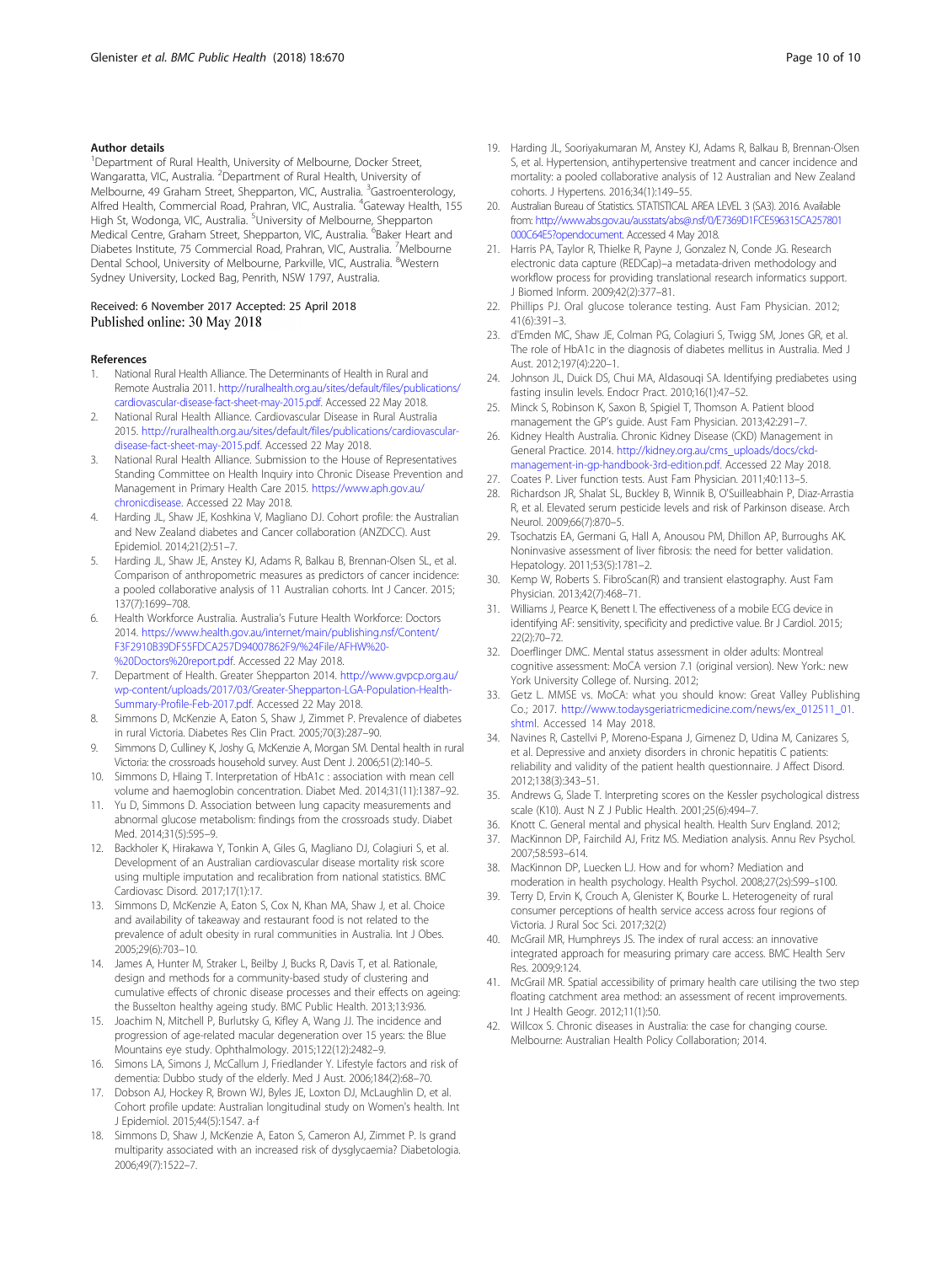### Author details

[1]Department of Rural Health, University of Melbourne, Docker Street, Wangaratta, VIC, Australia. [2]Department of Rural Health, University of Melbourne, 49 Graham Street, Shepparton, VIC, Australia. [3]Gastroenterology, Alfred Health, Commercial Road, Prahran, VIC, Australia. [4]Gateway Health, 155 High St, Wodonga, VIC, Australia. [5]University of Melbourne, Shepparton Medical Centre, Graham Street, Shepparton, VIC, Australia. [6]Baker Heart and Diabetes Institute, 75 Commercial Road, Prahran, VIC, Australia. [7]Melbourne Dental School, University of Melbourne, Parkville, VIC, Australia. [8]Western Sydney University, Locked Bag, Penrith, NSW 1797, Australia.

Received: 6 November 2017 Accepted: 25 April 2018
Published online: 30 May 2018

### References

1. National Rural Health Alliance. The Determinants of Health in Rural and Remote Australia 2011. http://ruralhealth.org.au/sites/default/files/publications/cardiovascular-disease-fact-sheet-may-2015.pdf. Accessed 22 May 2018.
2. National Rural Health Alliance. Cardiovascular Disease in Rural Australia 2015. http://ruralhealth.org.au/sites/default/files/publications/cardiovascular-disease-fact-sheet-may-2015.pdf. Accessed 22 May 2018.
3. National Rural Health Alliance. Submission to the House of Representatives Standing Committee on Health Inquiry into Chronic Disease Prevention and Management in Primary Health Care 2015. https://www.aph.gov.au/chronicdisease. Accessed 22 May 2018.
4. Harding JL, Shaw JE, Koshkina V, Magliano DJ. Cohort profile: the Australian and New Zealand diabetes and Cancer collaboration (ANZDCC). Aust Epidemiol. 2014;21(2):51–7.
5. Harding JL, Shaw JE, Anstey KJ, Adams R, Balkau B, Brennan-Olsen SL, et al. Comparison of anthropometric measures as predictors of cancer incidence: a pooled collaborative analysis of 11 Australian cohorts. Int J Cancer. 2015; 137(7):1699–708.
6. Health Workforce Australia. Australia's Future Health Workforce: Doctors 2014. https://www.health.gov.au/internet/main/publishing.nsf/Content/F3F2910B39DF55FDCA257D94007862F9/%24File/AFHW%20-%20Doctors%20report.pdf. Accessed 22 May 2018.
7. Department of Health. Greater Shepparton 2014. http://www.gvpcp.org.au/wp-content/uploads/2017/03/Greater-Shepparton-LGA-Population-Health-Summary-Profile-Feb-2017.pdf. Accessed 22 May 2018.
8. Simmons D, McKenzie A, Eaton S, Shaw J, Zimmet P. Prevalence of diabetes in rural Victoria. Diabetes Res Clin Pract. 2005;70(3):287–90.
9. Simmons D, Culliney K, Joshy G, McKenzie A, Morgan SM. Dental health in rural Victoria: the crossroads household survey. Aust Dent J. 2006;51(2):140–5.
10. Simmons D, Hlaing T. Interpretation of HbA1c : association with mean cell volume and haemoglobin concentration. Diabet Med. 2014;31(11):1387–92.
11. Yu D, Simmons D. Association between lung capacity measurements and abnormal glucose metabolism: findings from the crossroads study. Diabet Med. 2014;31(5):595–9.
12. Backholer K, Hirakawa Y, Tonkin A, Giles G, Magliano DJ, Colagiuri S, et al. Development of an Australian cardiovascular disease mortality risk score using multiple imputation and recalibration from national statistics. BMC Cardiovasc Disord. 2017;17(1):17.
13. Simmons D, McKenzie A, Eaton S, Cox N, Khan MA, Shaw J, et al. Choice and availability of takeaway and restaurant food is not related to the prevalence of adult obesity in rural communities in Australia. Int J Obes. 2005;29(6):703–10.
14. James A, Hunter M, Straker L, Beilby J, Bucks R, Davis T, et al. Rationale, design and methods for a community-based study of clustering and cumulative effects of chronic disease processes and their effects on ageing: the Busselton healthy ageing study. BMC Public Health. 2013;13:936.
15. Joachim N, Mitchell P, Burlutsky G, Kifley A, Wang JJ. The incidence and progression of age-related macular degeneration over 15 years: the Blue Mountains eye study. Ophthalmology. 2015;122(12):2482–9.
16. Simons LA, Simons J, McCallum J, Friedlander Y. Lifestyle factors and risk of dementia: Dubbo study of the elderly. Med J Aust. 2006;184(2):68–70.
17. Dobson AJ, Hockey R, Brown WJ, Byles JE, Loxton DJ, McLaughlin D, et al. Cohort profile update: Australian longitudinal study on Women's health. Int J Epidemiol. 2015;44(5):1547. a-f
18. Simmons D, Shaw J, McKenzie A, Eaton S, Cameron AJ, Zimmet P. Is grand multiparity associated with an increased risk of dysglycaemia? Diabetologia. 2006;49(7):1522–7.
19. Harding JL, Sooriyakumaran M, Anstey KJ, Adams R, Balkau B, Brennan-Olsen S, et al. Hypertension, antihypertensive treatment and cancer incidence and mortality: a pooled collaborative analysis of 12 Australian and New Zealand cohorts. J Hypertens. 2016;34(1):149–55.
20. Australian Bureau of Statistics. STATISTICAL AREA LEVEL 3 (SA3). 2016. Available from: http://www.abs.gov.au/ausstats/abs@.nsf/0/E7369D1FCE596315CA257801000C64E5?opendocument. Accessed 4 May 2018.
21. Harris PA, Taylor R, Thielke R, Payne J, Gonzalez N, Conde JG. Research electronic data capture (REDCap)–a metadata-driven methodology and workflow process for providing translational research informatics support. J Biomed Inform. 2009;42(2):377–81.
22. Phillips PJ. Oral glucose tolerance testing. Aust Fam Physician. 2012; 41(6):391–3.
23. d'Emden MC, Shaw JE, Colman PG, Colagiuri S, Twigg SM, Jones GR, et al. The role of HbA1c in the diagnosis of diabetes mellitus in Australia. Med J Aust. 2012;197(4):220–1.
24. Johnson JL, Duick DS, Chui MA, Aldasouqi SA. Identifying prediabetes using fasting insulin levels. Endocr Pract. 2010;16(1):47–52.
25. Minck S, Robinson K, Saxon B, Spigiel T, Thomson A. Patient blood management the GP's guide. Aust Fam Physician. 2013;42:291–7.
26. Kidney Health Australia. Chronic Kidney Disease (CKD) Management in General Practice. 2014. http://kidney.org.au/cms_uploads/docs/ckd-management-in-gp-handbook-3rd-edition.pdf. Accessed 22 May 2018.
27. Coates P. Liver function tests. Aust Fam Physician. 2011;40:113–5.
28. Richardson JR, Shalat SL, Buckley B, Winnik B, O'Suilleabhain P, Diaz-Arrastia R, et al. Elevated serum pesticide levels and risk of Parkinson disease. Arch Neurol. 2009;66(7):870–5.
29. Tsochatzis EA, Germani G, Hall A, Anousou PM, Dhillon AP, Burroughs AK. Noninvasive assessment of liver fibrosis: the need for better validation. Hepatology. 2011;53(5):1781–2.
30. Kemp W, Roberts S. FibroScan(R) and transient elastography. Aust Fam Physician. 2013;42(7):468–71.
31. Williams J, Pearce K, Benett I. The effectiveness of a mobile ECG device in identifying AF: sensitivity, specificity and predictive value. Br J Cardiol. 2015; 22(2):70–72.
32. Doerflinger DMC. Mental status assessment in older adults: Montreal cognitive assessment: MoCA version 7.1 (original version). New York.: new York University College of. Nursing. 2012;
33. Getz L. MMSE vs. MoCA: what you should know: Great Valley Publishing Co.; 2017. http://www.todaysgeriatricmedicine.com/news/ex_012511_01.shtml. Accessed 14 May 2018.
34. Navines R, Castellvi P, Moreno-Espana J, Gimenez D, Udina M, Canizares S, et al. Depressive and anxiety disorders in chronic hepatitis C patients: reliability and validity of the patient health questionnaire. J Affect Disord. 2012;138(3):343–51.
35. Andrews G, Slade T. Interpreting scores on the Kessler psychological distress scale (K10). Aust N Z J Public Health. 2001;25(6):494–7.
36. Knott C. General mental and physical health. Health Surv England. 2012;
37. MacKinnon DP, Fairchild AJ, Fritz MS. Mediation analysis. Annu Rev Psychol. 2007;58:593–614.
38. MacKinnon DP, Luecken LJ. How and for whom? Mediation and moderation in health psychology. Health Psychol. 2008;27(2s):S99–s100.
39. Terry D, Ervin K, Crouch A, Glenister K, Bourke L. Heterogeneity of rural consumer perceptions of health service access across four regions of Victoria. J Rural Soc Sci. 2017;32(2)
40. McGrail MR, Humphreys JS. The index of rural access: an innovative integrated approach for measuring primary care access. BMC Health Serv Res. 2009;9:124.
41. McGrail MR. Spatial accessibility of primary health care utilising the two step floating catchment area method: an assessment of recent improvements. Int J Health Geogr. 2012;11(1):50.
42. Willcox S. Chronic diseases in Australia: the case for changing course. Melbourne: Australian Health Policy Collaboration; 2014.